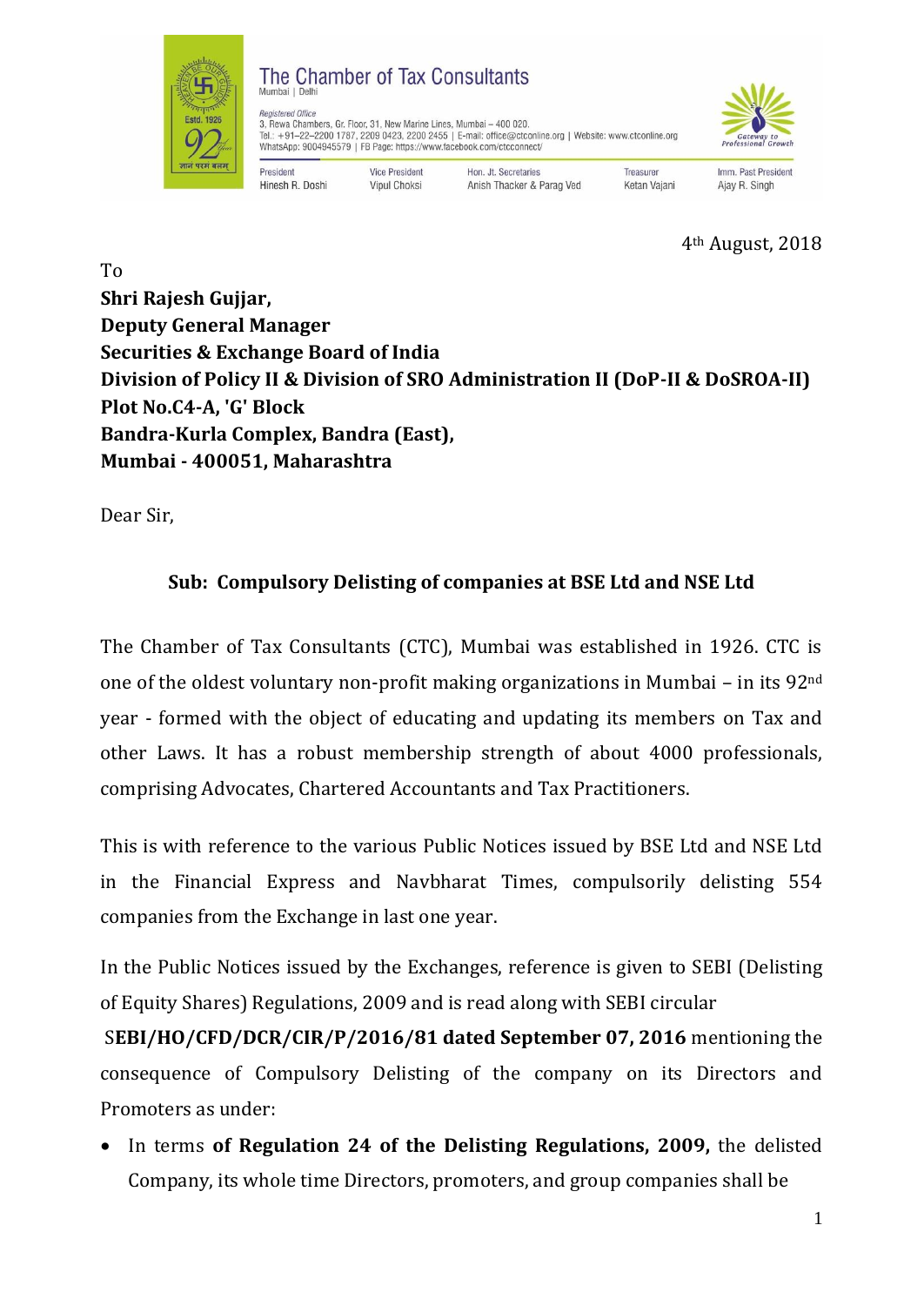The Chamber of Tax Consultants
Mumbai | Delhi

*Registered Office*
3, Rewa Chambers, Gr. Floor, 31, New Marine Lines, Mumbai – 400 020.
Tel.: +91–22–2200 1787, 2209 0423, 2200 2455 | E-mail: office@ctconline.org | Website: www.ctconline.org
WhatsApp: 9004945579 | FB Page: https://www.facebook.com/ctcconnect/

| President | Vice President | Hon. Jt. Secretaries | Treasurer | Imm. Past President |
|---|---|---|---|---|
| Hinesh R. Doshi | Vipul Choksi | Anish Thacker & Parag Ved | Ketan Vajani | Ajay R. Singh |

4th August, 2018

To
**Shri Rajesh Gujjar,**
**Deputy General Manager**
**Securities & Exchange Board of India**
**Division of Policy II & Division of SRO Administration II (DoP-II & DoSROA-II)**
**Plot No.C4-A, 'G' Block**
**Bandra-Kurla Complex, Bandra (East),**
**Mumbai - 400051, Maharashtra**

Dear Sir,

**Sub: Compulsory Delisting of companies at BSE Ltd and NSE Ltd**

The Chamber of Tax Consultants (CTC), Mumbai was established in 1926. CTC is one of the oldest voluntary non-profit making organizations in Mumbai – in its 92nd year - formed with the object of educating and updating its members on Tax and other Laws. It has a robust membership strength of about 4000 professionals, comprising Advocates, Chartered Accountants and Tax Practitioners.

This is with reference to the various Public Notices issued by BSE Ltd and NSE Ltd in the Financial Express and Navbharat Times, compulsorily delisting 554 companies from the Exchange in last one year.

In the Public Notices issued by the Exchanges, reference is given to SEBI (Delisting of Equity Shares) Regulations, 2009 and is read along with SEBI circular **SEBI/HO/CFD/DCR/CIR/P/2016/81 dated September 07, 2016** mentioning the consequence of Compulsory Delisting of the company on its Directors and Promoters as under:

- In terms **of Regulation 24 of the Delisting Regulations, 2009,** the delisted Company, its whole time Directors, promoters, and group companies shall be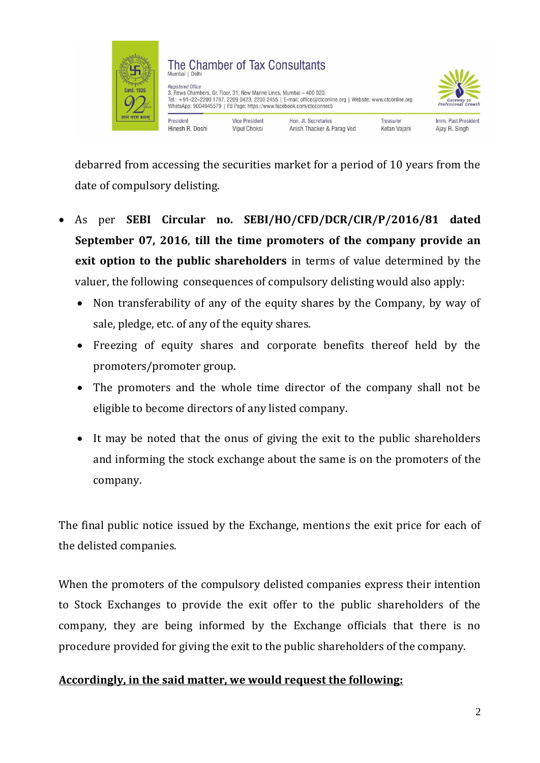debarred from accessing the securities market for a period of 10 years from the date of compulsory delisting.

- As per **SEBI Circular no. SEBI/HO/CFD/DCR/CIR/P/2016/81 dated September 07, 2016**, **till the time promoters of the company provide an exit option to the public shareholders** in terms of value determined by the valuer, the following consequences of compulsory delisting would also apply:
  - Non transferability of any of the equity shares by the Company, by way of sale, pledge, etc. of any of the equity shares.
  - Freezing of equity shares and corporate benefits thereof held by the promoters/promoter group.
  - The promoters and the whole time director of the company shall not be eligible to become directors of any listed company.
  - It may be noted that the onus of giving the exit to the public shareholders and informing the stock exchange about the same is on the promoters of the company.

The final public notice issued by the Exchange, mentions the exit price for each of the delisted companies.

When the promoters of the compulsory delisted companies express their intention to Stock Exchanges to provide the exit offer to the public shareholders of the company, they are being informed by the Exchange officials that there is no procedure provided for giving the exit to the public shareholders of the company.

**Accordingly, in the said matter, we would request the following:**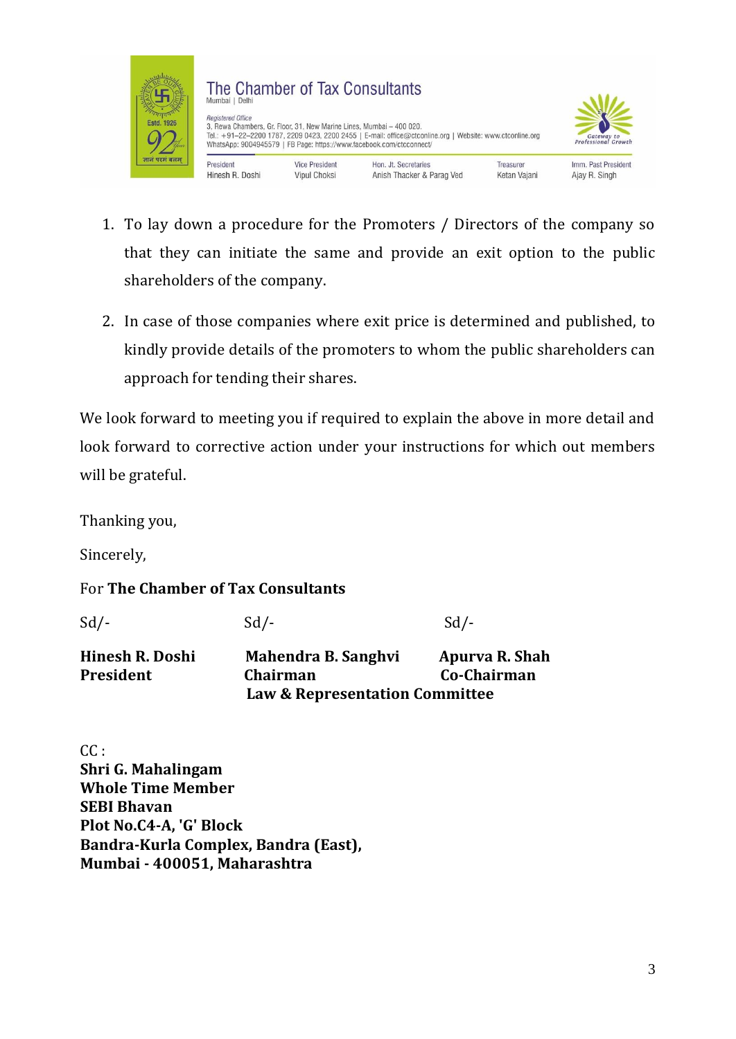1. To lay down a procedure for the Promoters / Directors of the company so that they can initiate the same and provide an exit option to the public shareholders of the company.

2. In case of those companies where exit price is determined and published, to kindly provide details of the promoters to whom the public shareholders can approach for tending their shares.

We look forward to meeting you if required to explain the above in more detail and look forward to corrective action under your instructions for which out members will be grateful.

Thanking you,

Sincerely,

For **The Chamber of Tax Consultants**

| | | |
|---|---|---|
| Sd/- | Sd/- | Sd/- |
| **Hinesh R. Doshi** | **Mahendra B. Sanghvi** | **Apurva R. Shah** |
| **President** | **Chairman** | **Co-Chairman** |
| | **Law & Representation Committee** | |

CC :
**Shri G. Mahalingam**
**Whole Time Member**
**SEBI Bhavan**
**Plot No.C4-A, 'G' Block**
**Bandra-Kurla Complex, Bandra (East),**
**Mumbai - 400051, Maharashtra**